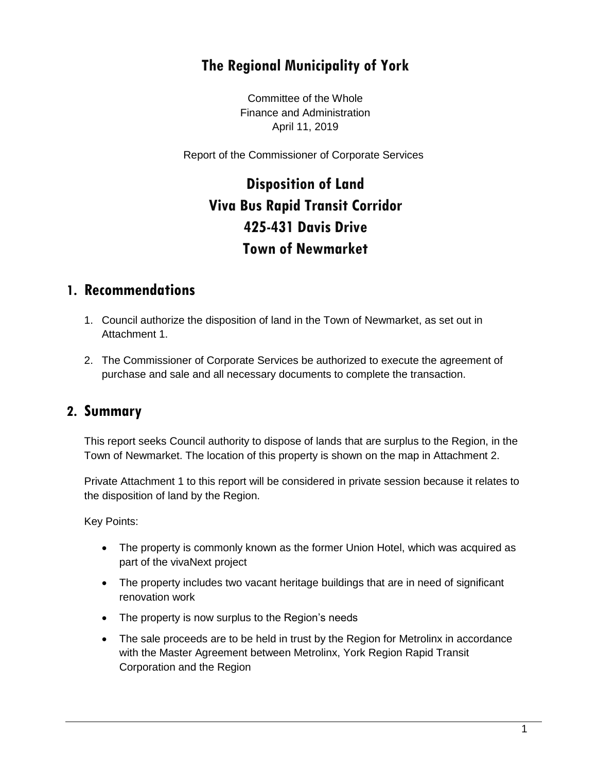# The Regional Municipality of York

Committee of the Whole
Finance and Administration
April 11, 2019

Report of the Commissioner of Corporate Services

# Disposition of Land
# Viva Bus Rapid Transit Corridor
# 425-431 Davis Drive
# Town of Newmarket

## 1. Recommendations

1. Council authorize the disposition of land in the Town of Newmarket, as set out in Attachment 1.
2. The Commissioner of Corporate Services be authorized to execute the agreement of purchase and sale and all necessary documents to complete the transaction.

## 2. Summary

This report seeks Council authority to dispose of lands that are surplus to the Region, in the Town of Newmarket. The location of this property is shown on the map in Attachment 2.

Private Attachment 1 to this report will be considered in private session because it relates to the disposition of land by the Region.

Key Points:

- The property is commonly known as the former Union Hotel, which was acquired as part of the vivaNext project
- The property includes two vacant heritage buildings that are in need of significant renovation work
- The property is now surplus to the Region's needs
- The sale proceeds are to be held in trust by the Region for Metrolinx in accordance with the Master Agreement between Metrolinx, York Region Rapid Transit Corporation and the Region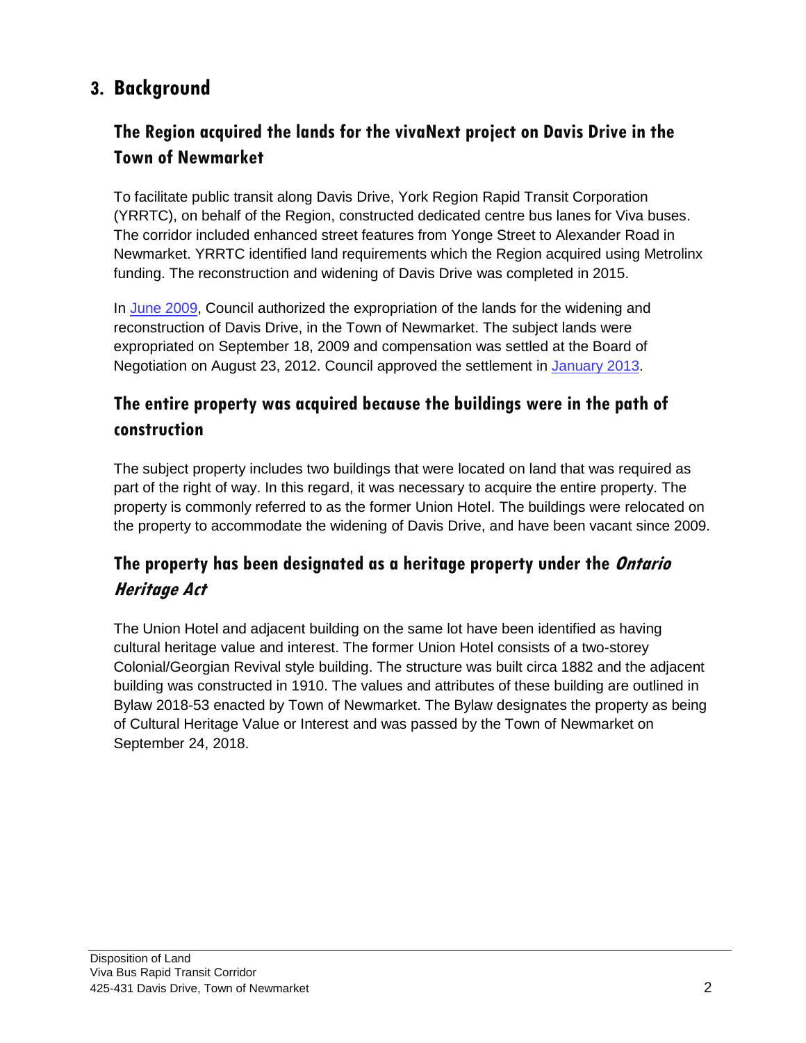# 3. Background

## The Region acquired the lands for the vivaNext project on Davis Drive in the Town of Newmarket

To facilitate public transit along Davis Drive, York Region Rapid Transit Corporation (YRRTC), on behalf of the Region, constructed dedicated centre bus lanes for Viva buses. The corridor included enhanced street features from Yonge Street to Alexander Road in Newmarket. YRRTC identified land requirements which the Region acquired using Metrolinx funding. The reconstruction and widening of Davis Drive was completed in 2015.

In June 2009, Council authorized the expropriation of the lands for the widening and reconstruction of Davis Drive, in the Town of Newmarket. The subject lands were expropriated on September 18, 2009 and compensation was settled at the Board of Negotiation on August 23, 2012. Council approved the settlement in January 2013.

## The entire property was acquired because the buildings were in the path of construction

The subject property includes two buildings that were located on land that was required as part of the right of way. In this regard, it was necessary to acquire the entire property. The property is commonly referred to as the former Union Hotel. The buildings were relocated on the property to accommodate the widening of Davis Drive, and have been vacant since 2009.

## The property has been designated as a heritage property under the *Ontario Heritage Act*

The Union Hotel and adjacent building on the same lot have been identified as having cultural heritage value and interest. The former Union Hotel consists of a two-storey Colonial/Georgian Revival style building. The structure was built circa 1882 and the adjacent building was constructed in 1910. The values and attributes of these building are outlined in Bylaw 2018-53 enacted by Town of Newmarket. The Bylaw designates the property as being of Cultural Heritage Value or Interest and was passed by the Town of Newmarket on September 24, 2018.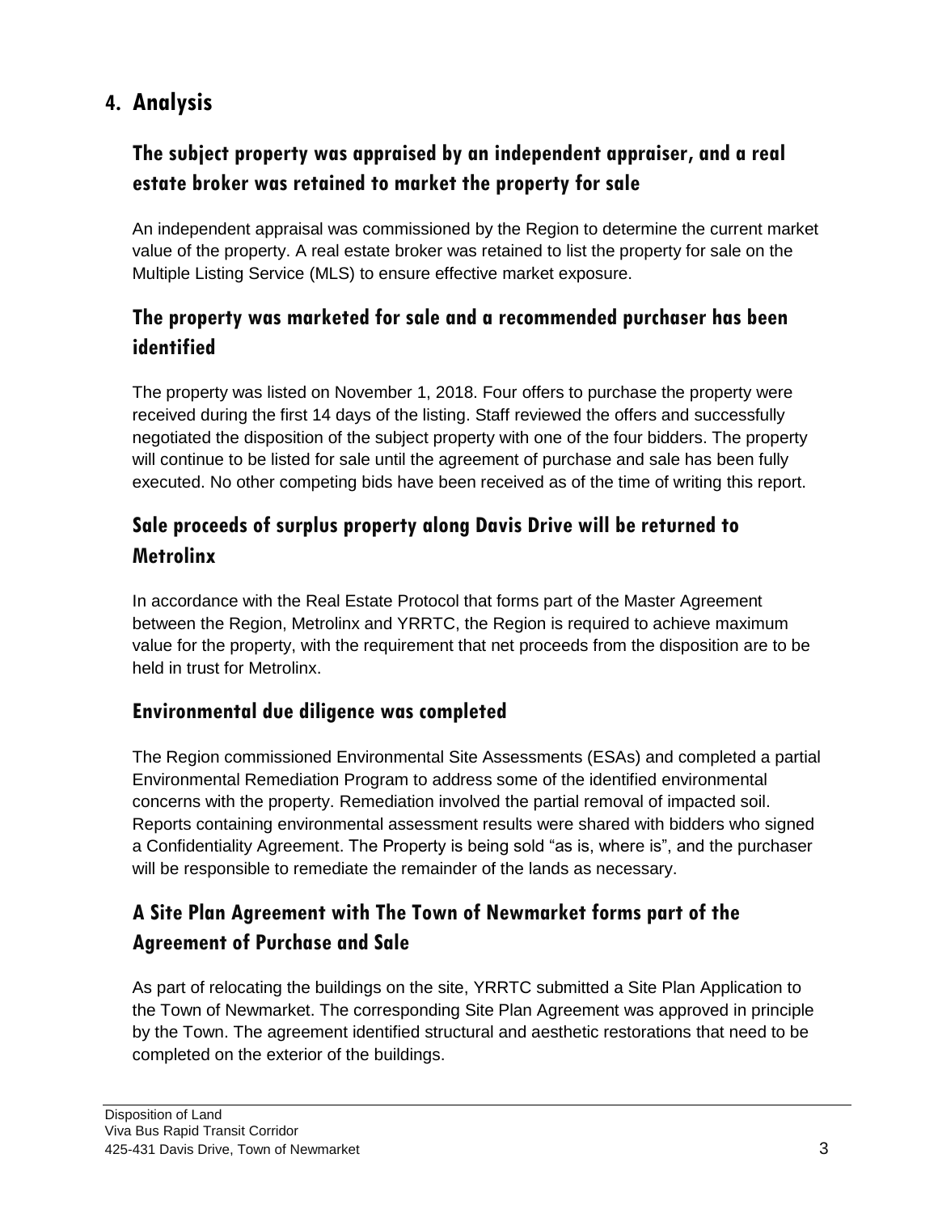# 4. Analysis

## The subject property was appraised by an independent appraiser, and a real estate broker was retained to market the property for sale

An independent appraisal was commissioned by the Region to determine the current market value of the property. A real estate broker was retained to list the property for sale on the Multiple Listing Service (MLS) to ensure effective market exposure.

## The property was marketed for sale and a recommended purchaser has been identified

The property was listed on November 1, 2018. Four offers to purchase the property were received during the first 14 days of the listing. Staff reviewed the offers and successfully negotiated the disposition of the subject property with one of the four bidders. The property will continue to be listed for sale until the agreement of purchase and sale has been fully executed. No other competing bids have been received as of the time of writing this report.

## Sale proceeds of surplus property along Davis Drive will be returned to Metrolinx

In accordance with the Real Estate Protocol that forms part of the Master Agreement between the Region, Metrolinx and YRRTC, the Region is required to achieve maximum value for the property, with the requirement that net proceeds from the disposition are to be held in trust for Metrolinx.

## Environmental due diligence was completed

The Region commissioned Environmental Site Assessments (ESAs) and completed a partial Environmental Remediation Program to address some of the identified environmental concerns with the property. Remediation involved the partial removal of impacted soil. Reports containing environmental assessment results were shared with bidders who signed a Confidentiality Agreement. The Property is being sold "as is, where is", and the purchaser will be responsible to remediate the remainder of the lands as necessary.

## A Site Plan Agreement with The Town of Newmarket forms part of the Agreement of Purchase and Sale

As part of relocating the buildings on the site, YRRTC submitted a Site Plan Application to the Town of Newmarket. The corresponding Site Plan Agreement was approved in principle by the Town. The agreement identified structural and aesthetic restorations that need to be completed on the exterior of the buildings.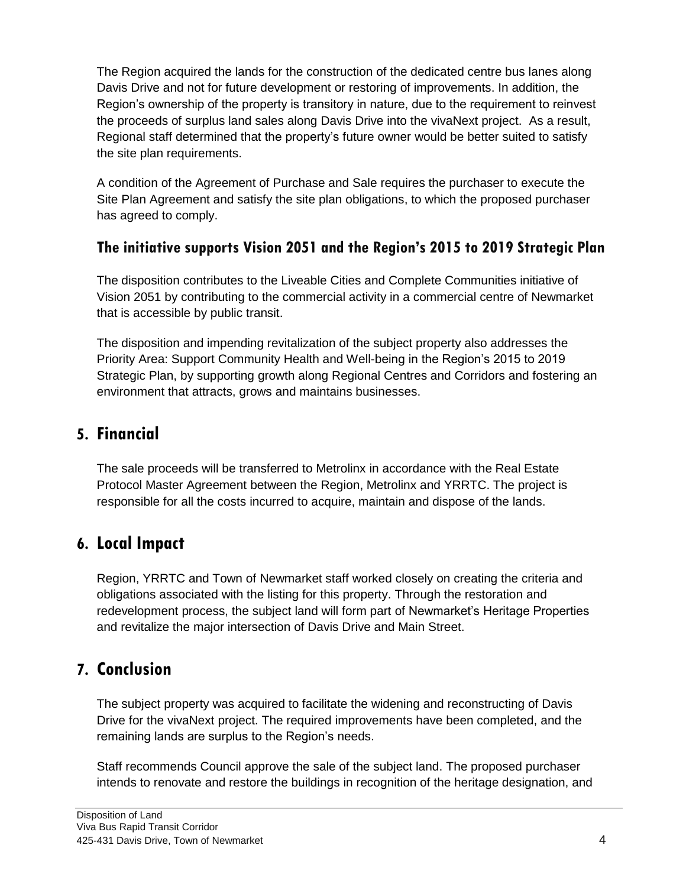The Region acquired the lands for the construction of the dedicated centre bus lanes along Davis Drive and not for future development or restoring of improvements. In addition, the Region's ownership of the property is transitory in nature, due to the requirement to reinvest the proceeds of surplus land sales along Davis Drive into the vivaNext project. As a result, Regional staff determined that the property's future owner would be better suited to satisfy the site plan requirements.

A condition of the Agreement of Purchase and Sale requires the purchaser to execute the Site Plan Agreement and satisfy the site plan obligations, to which the proposed purchaser has agreed to comply.

### The initiative supports Vision 2051 and the Region's 2015 to 2019 Strategic Plan

The disposition contributes to the Liveable Cities and Complete Communities initiative of Vision 2051 by contributing to the commercial activity in a commercial centre of Newmarket that is accessible by public transit.

The disposition and impending revitalization of the subject property also addresses the Priority Area: Support Community Health and Well-being in the Region's 2015 to 2019 Strategic Plan, by supporting growth along Regional Centres and Corridors and fostering an environment that attracts, grows and maintains businesses.

## 5. Financial

The sale proceeds will be transferred to Metrolinx in accordance with the Real Estate Protocol Master Agreement between the Region, Metrolinx and YRRTC. The project is responsible for all the costs incurred to acquire, maintain and dispose of the lands.

## 6. Local Impact

Region, YRRTC and Town of Newmarket staff worked closely on creating the criteria and obligations associated with the listing for this property. Through the restoration and redevelopment process, the subject land will form part of Newmarket's Heritage Properties and revitalize the major intersection of Davis Drive and Main Street.

## 7. Conclusion

The subject property was acquired to facilitate the widening and reconstructing of Davis Drive for the vivaNext project. The required improvements have been completed, and the remaining lands are surplus to the Region's needs.

Staff recommends Council approve the sale of the subject land. The proposed purchaser intends to renovate and restore the buildings in recognition of the heritage designation, and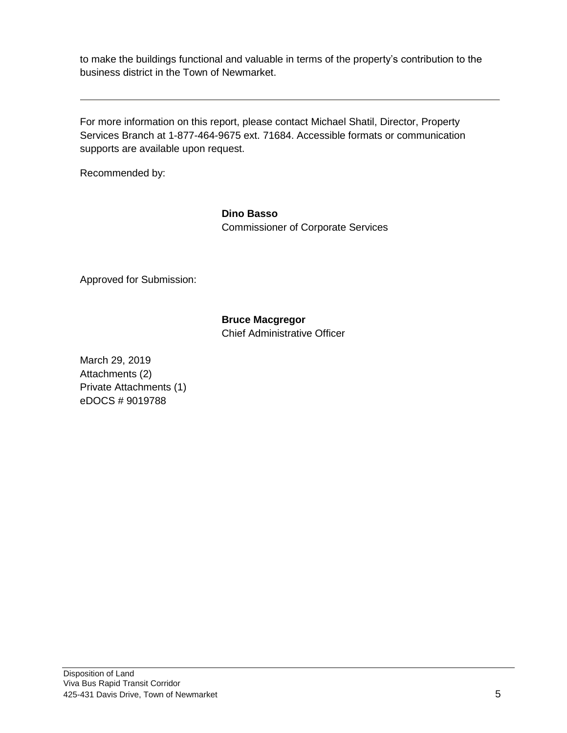to make the buildings functional and valuable in terms of the property's contribution to the business district in the Town of Newmarket.

---

For more information on this report, please contact Michael Shatil, Director, Property Services Branch at 1-877-464-9675 ext. 71684. Accessible formats or communication supports are available upon request.

Recommended by:

**Dino Basso**
Commissioner of Corporate Services

Approved for Submission:

**Bruce Macgregor**
Chief Administrative Officer

March 29, 2019
Attachments (2)
Private Attachments (1)
eDOCS # 9019788